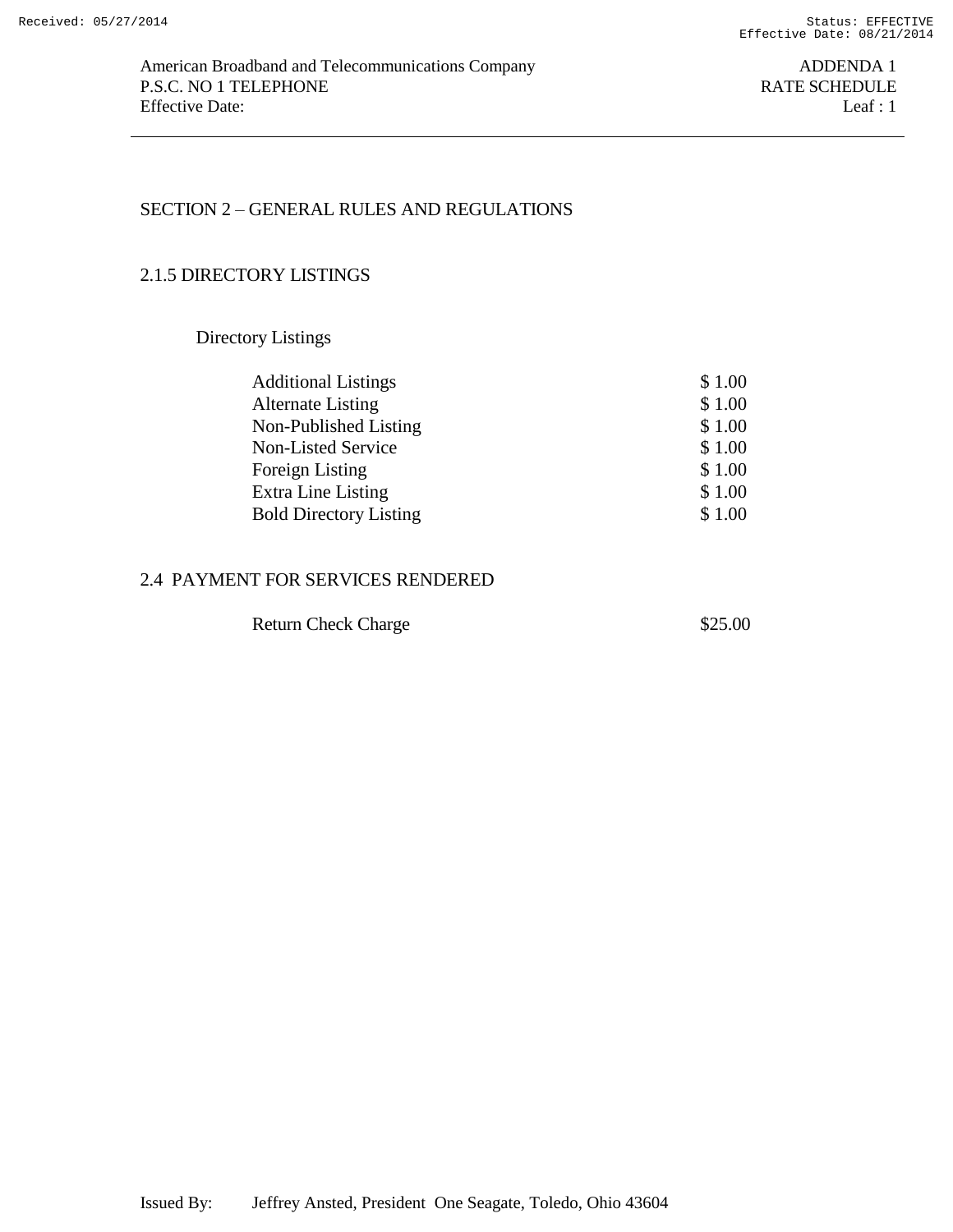American Broadband and Telecommunications Company
P.S.C. NO 1 TELEPHONE
Effective Date:

ADDENDA 1
RATE SCHEDULE
Leaf : 1

## SECTION 2 – GENERAL RULES AND REGULATIONS

### 2.1.5 DIRECTORY LISTINGS

Directory Listings

| | |
|---|---|
| Additional Listings | $ 1.00 |
| Alternate Listing | $ 1.00 |
| Non-Published Listing | $ 1.00 |
| Non-Listed Service | $ 1.00 |
| Foreign Listing | $ 1.00 |
| Extra Line Listing | $ 1.00 |
| Bold Directory Listing | $ 1.00 |

### 2.4 PAYMENT FOR SERVICES RENDERED

| | |
|---|---|
| Return Check Charge | $25.00 |

Issued By: Jeffrey Ansted, President One Seagate, Toledo, Ohio 43604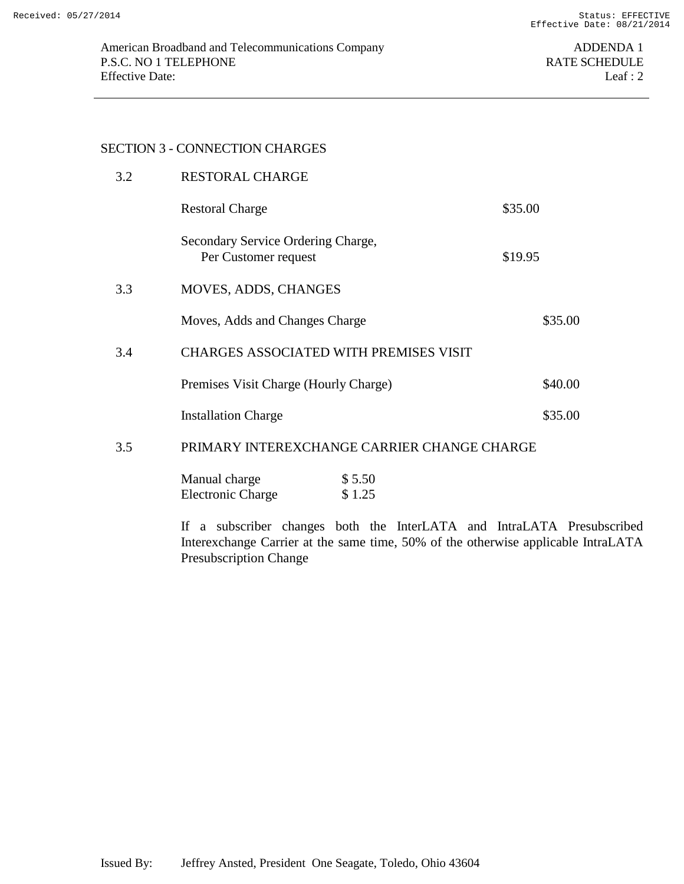## SECTION 3 - CONNECTION CHARGES

### 3.2 RESTORAL CHARGE

| | |
|---|---|
| Restoral Charge | $35.00 |
| Secondary Service Ordering Charge, Per Customer request | $19.95 |

### 3.3 MOVES, ADDS, CHANGES

| | |
|---|---|
| Moves, Adds and Changes Charge | $35.00 |

### 3.4 CHARGES ASSOCIATED WITH PREMISES VISIT

| | |
|---|---|
| Premises Visit Charge (Hourly Charge) | $40.00 |
| Installation Charge | $35.00 |

### 3.5 PRIMARY INTEREXCHANGE CARRIER CHANGE CHARGE

| | |
|---|---|
| Manual charge | $ 5.50 |
| Electronic Charge | $ 1.25 |

If a subscriber changes both the InterLATA and IntraLATA Presubscribed Interexchange Carrier at the same time, 50% of the otherwise applicable IntraLATA Presubscription Change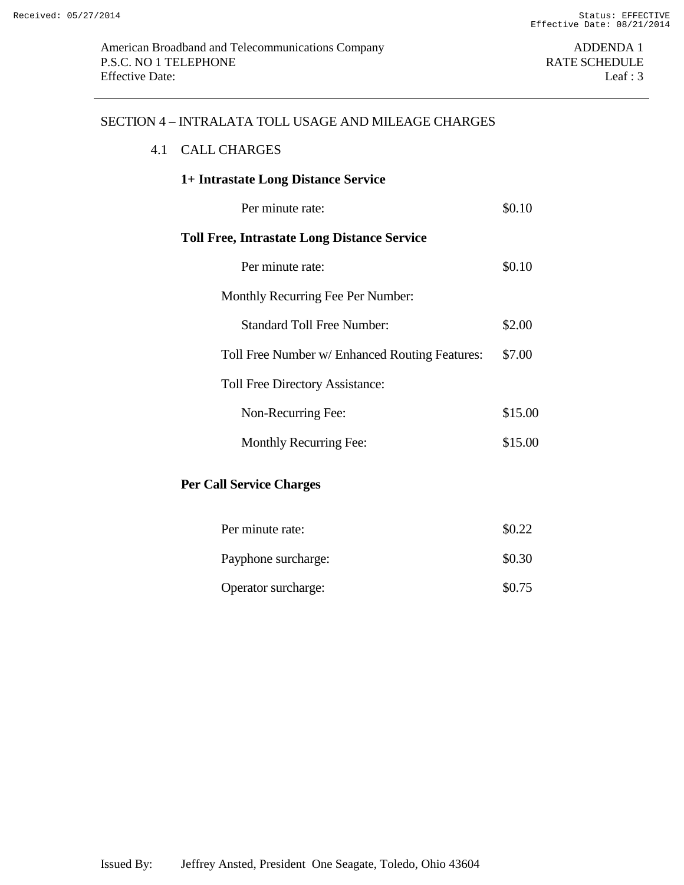## SECTION 4 – INTRALATA TOLL USAGE AND MILEAGE CHARGES

### 4.1 CALL CHARGES

**1+ Intrastate Long Distance Service**

| | |
|---|---|
| Per minute rate: | $0.10 |

**Toll Free, Intrastate Long Distance Service**

| | |
|---|---|
| Per minute rate: | $0.10 |
| Monthly Recurring Fee Per Number: | |
| Standard Toll Free Number: | $2.00 |
| Toll Free Number w/ Enhanced Routing Features: | $7.00 |
| Toll Free Directory Assistance: | |
| Non-Recurring Fee: | $15.00 |
| Monthly Recurring Fee: | $15.00 |

**Per Call Service Charges**

| | |
|---|---|
| Per minute rate: | $0.22 |
| Payphone surcharge: | $0.30 |
| Operator surcharge: | $0.75 |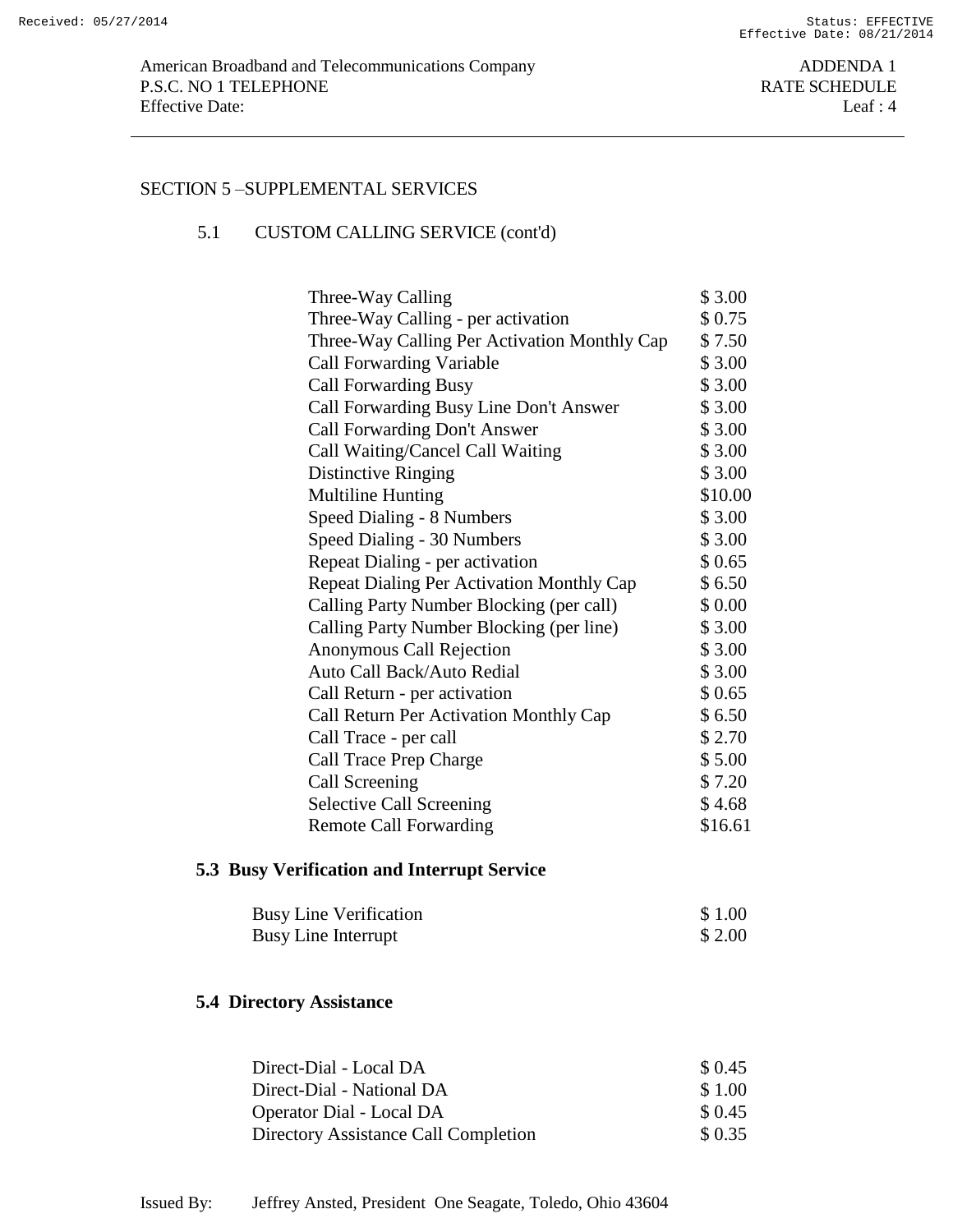## SECTION 5 –SUPPLEMENTAL SERVICES

### 5.1 CUSTOM CALLING SERVICE (cont'd)

| Service | Rate |
|---|---|
| Three-Way Calling | $ 3.00 |
| Three-Way Calling - per activation | $ 0.75 |
| Three-Way Calling Per Activation Monthly Cap | $ 7.50 |
| Call Forwarding Variable | $ 3.00 |
| Call Forwarding Busy | $ 3.00 |
| Call Forwarding Busy Line Don't Answer | $ 3.00 |
| Call Forwarding Don't Answer | $ 3.00 |
| Call Waiting/Cancel Call Waiting | $ 3.00 |
| Distinctive Ringing | $ 3.00 |
| Multiline Hunting | $10.00 |
| Speed Dialing - 8 Numbers | $ 3.00 |
| Speed Dialing - 30 Numbers | $ 3.00 |
| Repeat Dialing - per activation | $ 0.65 |
| Repeat Dialing Per Activation Monthly Cap | $ 6.50 |
| Calling Party Number Blocking (per call) | $ 0.00 |
| Calling Party Number Blocking (per line) | $ 3.00 |
| Anonymous Call Rejection | $ 3.00 |
| Auto Call Back/Auto Redial | $ 3.00 |
| Call Return - per activation | $ 0.65 |
| Call Return Per Activation Monthly Cap | $ 6.50 |
| Call Trace - per call | $ 2.70 |
| Call Trace Prep Charge | $ 5.00 |
| Call Screening | $ 7.20 |
| Selective Call Screening | $ 4.68 |
| Remote Call Forwarding | $16.61 |

### 5.3 Busy Verification and Interrupt Service

| Service | Rate |
|---|---|
| Busy Line Verification | $ 1.00 |
| Busy Line Interrupt | $ 2.00 |

### 5.4 Directory Assistance

| Service | Rate |
|---|---|
| Direct-Dial - Local DA | $ 0.45 |
| Direct-Dial - National DA | $ 1.00 |
| Operator Dial - Local DA | $ 0.45 |
| Directory Assistance Call Completion | $ 0.35 |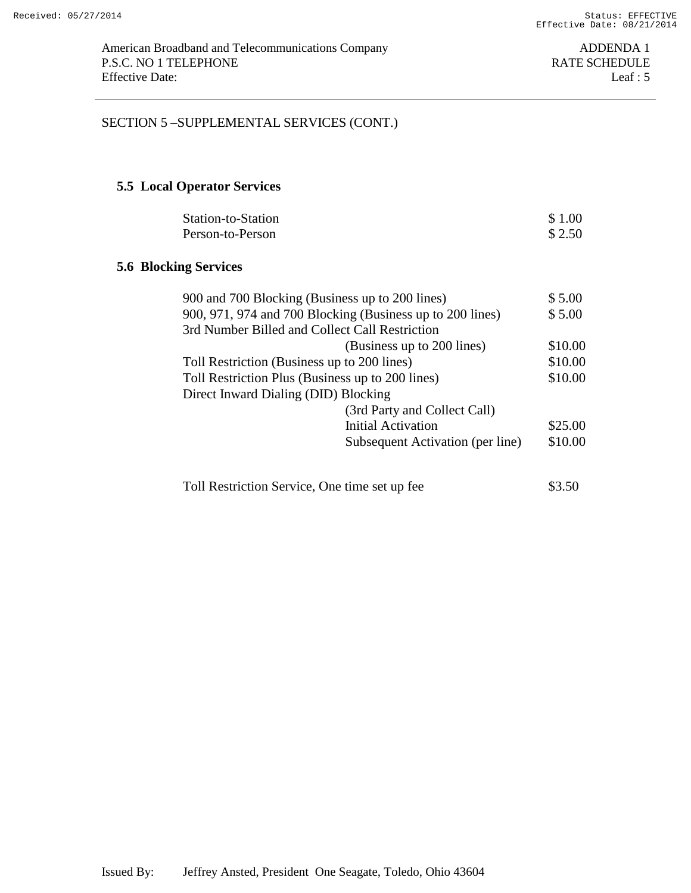American Broadband and Telecommunications Company
P.S.C. NO 1 TELEPHONE
Effective Date:

ADDENDA 1
RATE SCHEDULE
Leaf : 5

SECTION 5 –SUPPLEMENTAL SERVICES (CONT.)

**5.5 Local Operator Services**

| Service | Rate |
|---|---|
| Station-to-Station | $ 1.00 |
| Person-to-Person | $ 2.50 |

**5.6 Blocking Services**

| Service | Rate |
|---|---|
| 900 and 700 Blocking (Business up to 200 lines) | $ 5.00 |
| 900, 971, 974 and 700 Blocking (Business up to 200 lines) | $ 5.00 |
| 3rd Number Billed and Collect Call Restriction (Business up to 200 lines) | $10.00 |
| Toll Restriction (Business up to 200 lines) | $10.00 |
| Toll Restriction Plus (Business up to 200 lines) | $10.00 |
| Direct Inward Dialing (DID) Blocking (3rd Party and Collect Call) | |
| Initial Activation | $25.00 |
| Subsequent Activation (per line) | $10.00 |
| Toll Restriction Service, One time set up fee | $3.50 |

Issued By: Jeffrey Ansted, President One Seagate, Toledo, Ohio 43604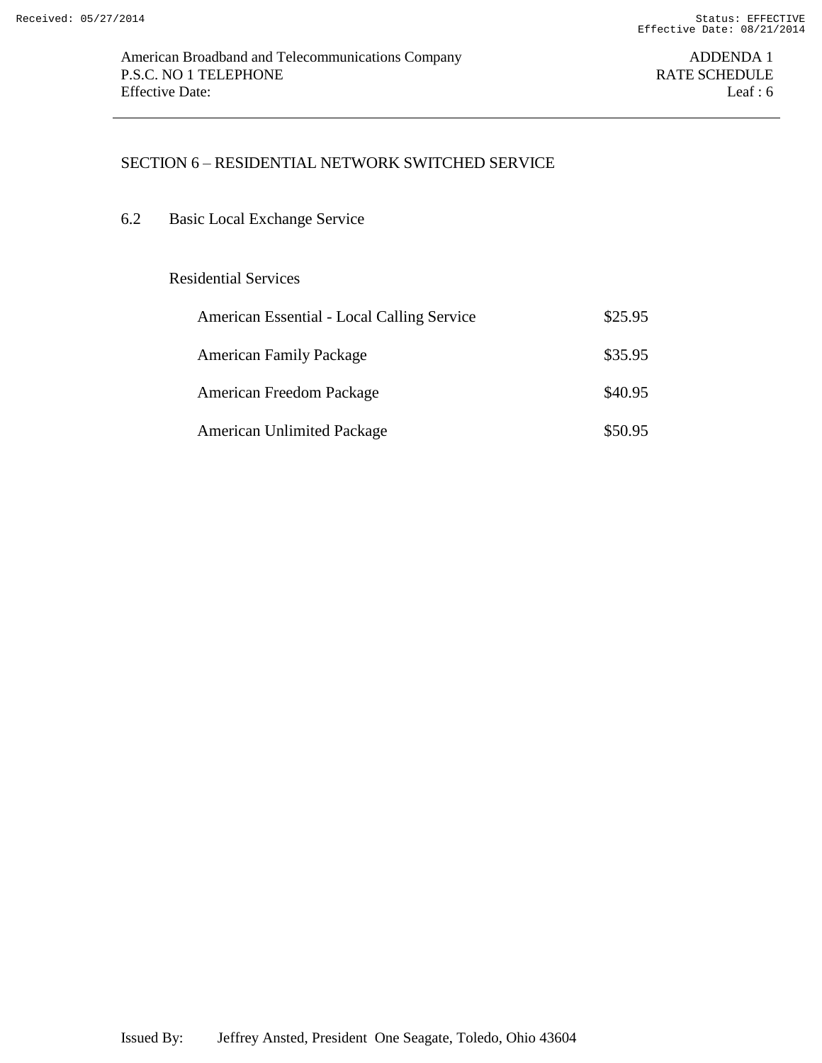## SECTION 6 – RESIDENTIAL NETWORK SWITCHED SERVICE

### 6.2 Basic Local Exchange Service

Residential Services

| Service | Rate |
|---|---|
| American Essential - Local Calling Service | $25.95 |
| American Family Package | $35.95 |
| American Freedom Package | $40.95 |
| American Unlimited Package | $50.95 |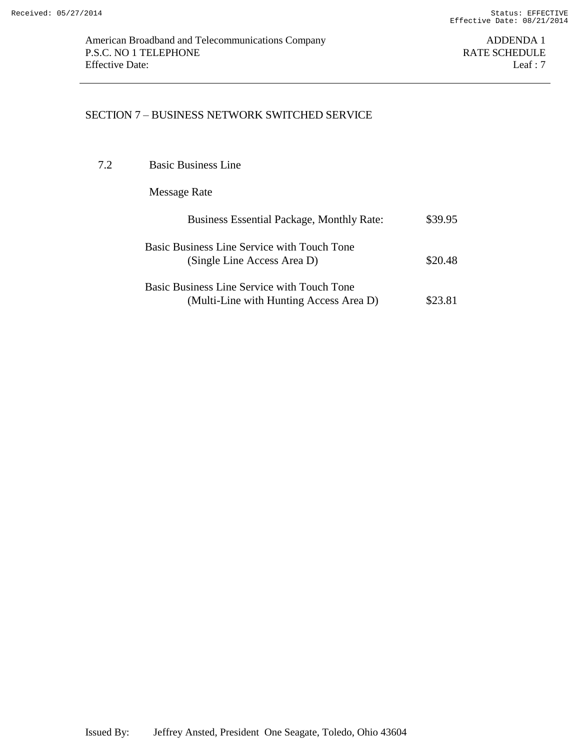## SECTION 7 – BUSINESS NETWORK SWITCHED SERVICE

7.2 Basic Business Line

Message Rate

| | |
|---|---|
| Business Essential Package, Monthly Rate: | $39.95 |
| Basic Business Line Service with Touch Tone (Single Line Access Area D) | $20.48 |
| Basic Business Line Service with Touch Tone (Multi-Line with Hunting Access Area D) | $23.81 |

Issued By: Jeffrey Ansted, President One Seagate, Toledo, Ohio 43604